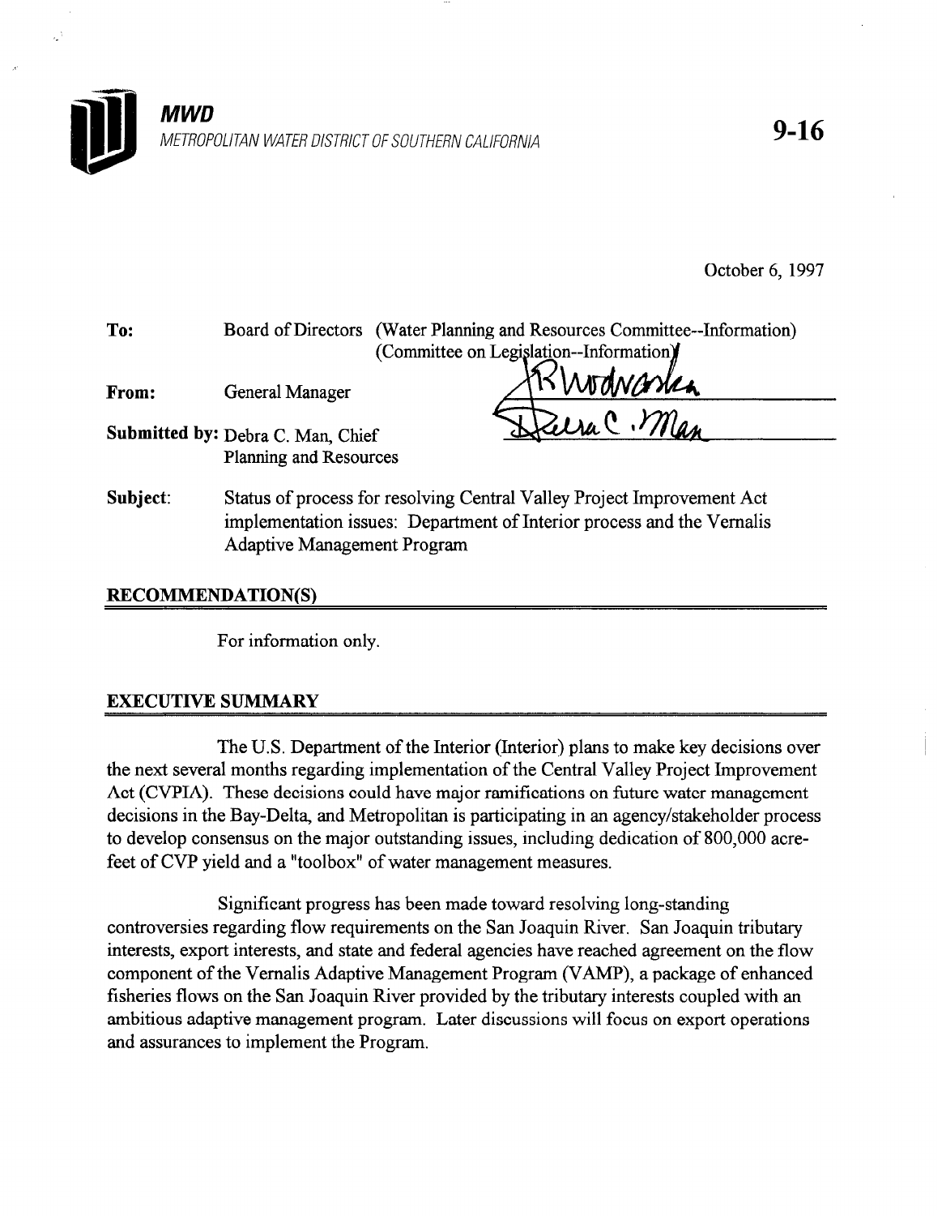**MWD**

METROPOLITAN WATER DISTRICT OF SOUTHERN CALIFORNIA

9-16

October 6, 1997

**To:** Board of Directors (Water Planning and Resources Committee--Information) (Committee on Legislation--Information)

**From:** General Manager

**Submitted by:** Debra C. Man, Chief Planning and Resources

**Subject:** Status of process for resolving Central Valley Project Improvement Act implementation issues: Department of Interior process and the Vernalis Adaptive Management Program

## RECOMMENDATION(S)

For information only.

## EXECUTIVE SUMMARY

The U.S. Department of the Interior (Interior) plans to make key decisions over the next several months regarding implementation of the Central Valley Project Improvement Act (CVPIA). These decisions could have major ramifications on future water management decisions in the Bay-Delta, and Metropolitan is participating in an agency/stakeholder process to develop consensus on the major outstanding issues, including dedication of 800,000 acre-feet of CVP yield and a "toolbox" of water management measures.

Significant progress has been made toward resolving long-standing controversies regarding flow requirements on the San Joaquin River. San Joaquin tributary interests, export interests, and state and federal agencies have reached agreement on the flow component of the Vernalis Adaptive Management Program (VAMP), a package of enhanced fisheries flows on the San Joaquin River provided by the tributary interests coupled with an ambitious adaptive management program. Later discussions will focus on export operations and assurances to implement the Program.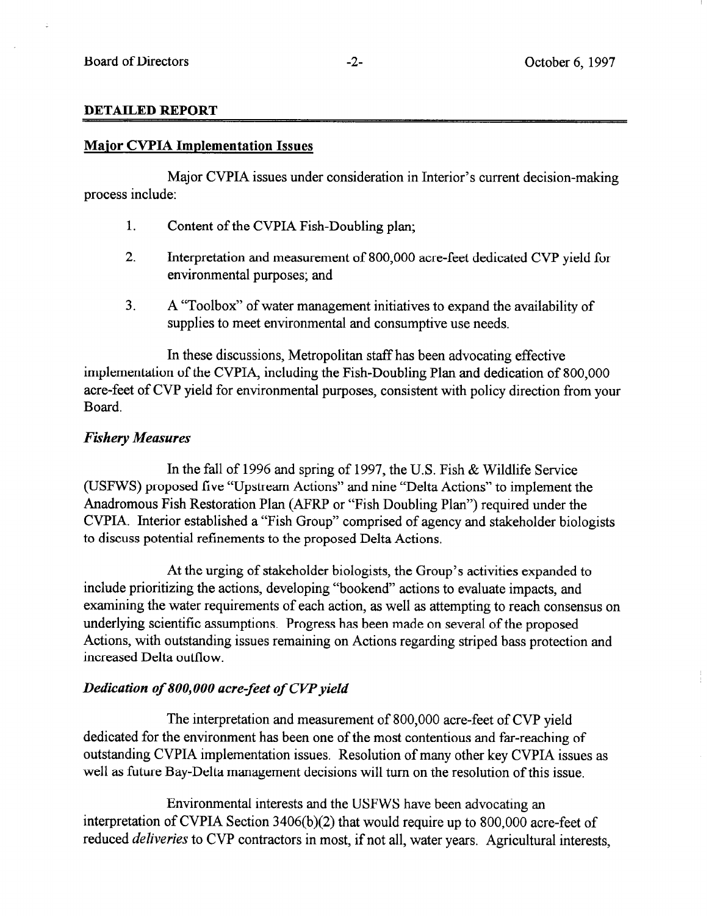## DETAILED REPORT

### Major CVPIA Implementation Issues

Major CVPIA issues under consideration in Interior's current decision-making process include:

1. Content of the CVPIA Fish-Doubling plan;
2. Interpretation and measurement of 800,000 acre-feet dedicated CVP yield for environmental purposes; and
3. A "Toolbox" of water management initiatives to expand the availability of supplies to meet environmental and consumptive use needs.

In these discussions, Metropolitan staff has been advocating effective implementation of the CVPIA, including the Fish-Doubling Plan and dedication of 800,000 acre-feet of CVP yield for environmental purposes, consistent with policy direction from your Board.

#### *Fishery Measures*

In the fall of 1996 and spring of 1997, the U.S. Fish & Wildlife Service (USFWS) proposed five "Upstream Actions" and nine "Delta Actions" to implement the Anadromous Fish Restoration Plan (AFRP or "Fish Doubling Plan") required under the CVPIA. Interior established a "Fish Group" comprised of agency and stakeholder biologists to discuss potential refinements to the proposed Delta Actions.

At the urging of stakeholder biologists, the Group's activities expanded to include prioritizing the actions, developing "bookend" actions to evaluate impacts, and examining the water requirements of each action, as well as attempting to reach consensus on underlying scientific assumptions. Progress has been made on several of the proposed Actions, with outstanding issues remaining on Actions regarding striped bass protection and increased Delta outflow.

#### *Dedication of 800,000 acre-feet of CVP yield*

The interpretation and measurement of 800,000 acre-feet of CVP yield dedicated for the environment has been one of the most contentious and far-reaching of outstanding CVPIA implementation issues. Resolution of many other key CVPIA issues as well as future Bay-Delta management decisions will turn on the resolution of this issue.

Environmental interests and the USFWS have been advocating an interpretation of CVPIA Section 3406(b)(2) that would require up to 800,000 acre-feet of reduced *deliveries* to CVP contractors in most, if not all, water years. Agricultural interests,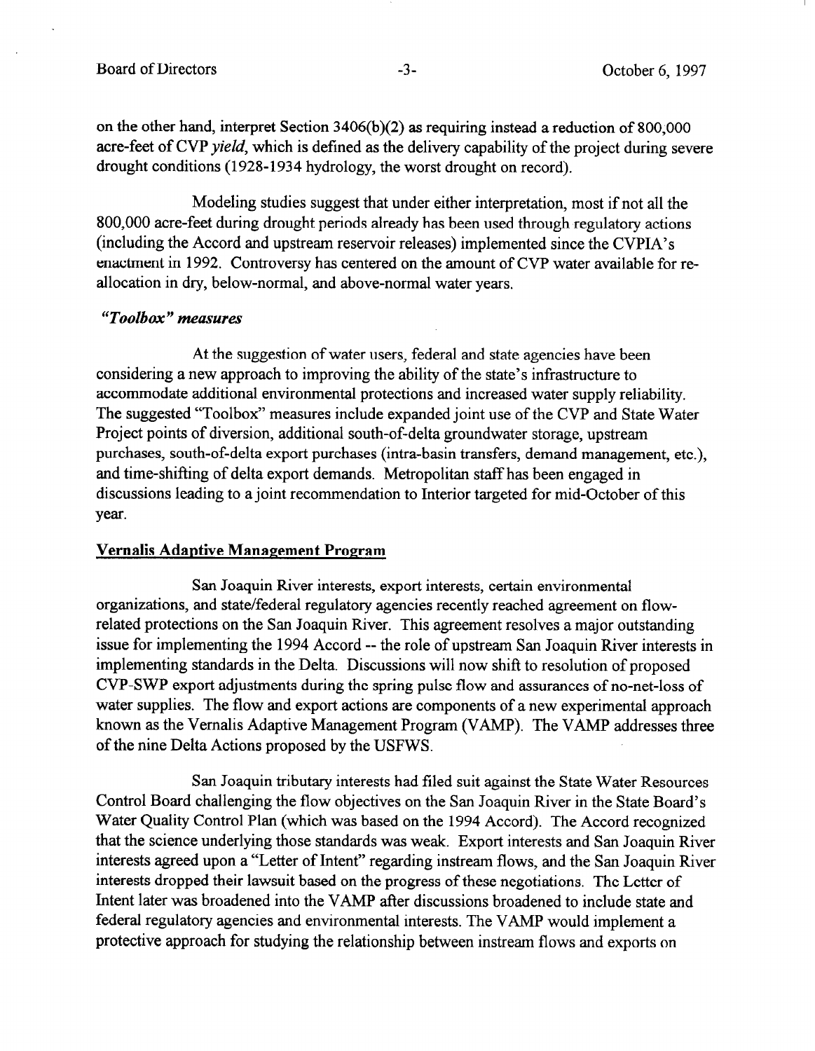on the other hand, interpret Section 3406(b)(2) as requiring instead a reduction of 800,000 acre-feet of CVP *yield*, which is defined as the delivery capability of the project during severe drought conditions (1928-1934 hydrology, the worst drought on record).

Modeling studies suggest that under either interpretation, most if not all the 800,000 acre-feet during drought periods already has been used through regulatory actions (including the Accord and upstream reservoir releases) implemented since the CVPIA's enactment in 1992. Controversy has centered on the amount of CVP water available for re-allocation in dry, below-normal, and above-normal water years.

### *"Toolbox" measures*

At the suggestion of water users, federal and state agencies have been considering a new approach to improving the ability of the state's infrastructure to accommodate additional environmental protections and increased water supply reliability. The suggested "Toolbox" measures include expanded joint use of the CVP and State Water Project points of diversion, additional south-of-delta groundwater storage, upstream purchases, south-of-delta export purchases (intra-basin transfers, demand management, etc.), and time-shifting of delta export demands. Metropolitan staff has been engaged in discussions leading to a joint recommendation to Interior targeted for mid-October of this year.

## Vernalis Adaptive Management Program

San Joaquin River interests, export interests, certain environmental organizations, and state/federal regulatory agencies recently reached agreement on flow-related protections on the San Joaquin River. This agreement resolves a major outstanding issue for implementing the 1994 Accord -- the role of upstream San Joaquin River interests in implementing standards in the Delta. Discussions will now shift to resolution of proposed CVP-SWP export adjustments during the spring pulse flow and assurances of no-net-loss of water supplies. The flow and export actions are components of a new experimental approach known as the Vernalis Adaptive Management Program (VAMP). The VAMP addresses three of the nine Delta Actions proposed by the USFWS.

San Joaquin tributary interests had filed suit against the State Water Resources Control Board challenging the flow objectives on the San Joaquin River in the State Board's Water Quality Control Plan (which was based on the 1994 Accord). The Accord recognized that the science underlying those standards was weak. Export interests and San Joaquin River interests agreed upon a "Letter of Intent" regarding instream flows, and the San Joaquin River interests dropped their lawsuit based on the progress of these negotiations. The Letter of Intent later was broadened into the VAMP after discussions broadened to include state and federal regulatory agencies and environmental interests. The VAMP would implement a protective approach for studying the relationship between instream flows and exports on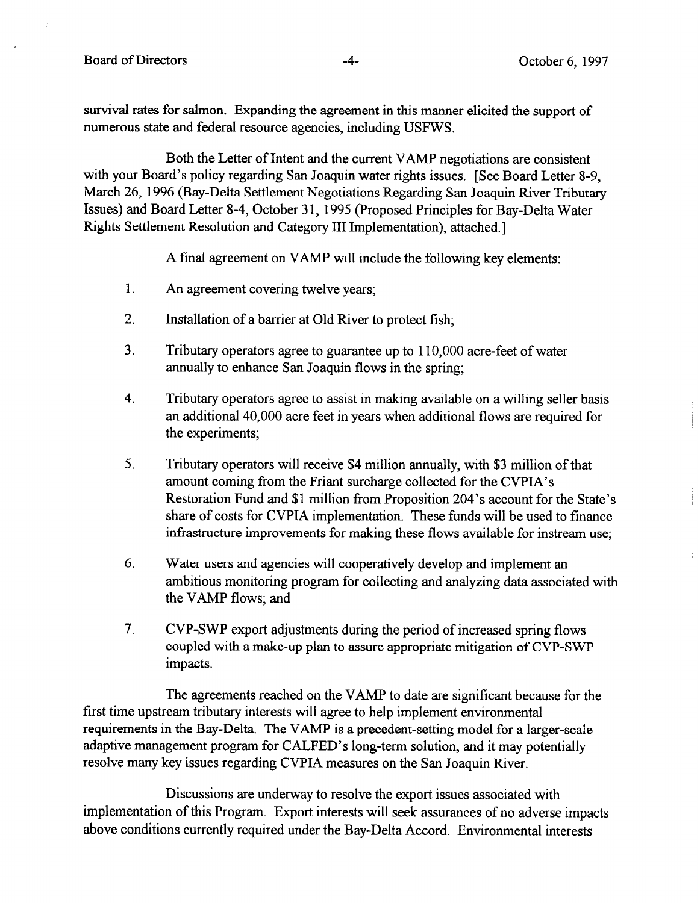survival rates for salmon. Expanding the agreement in this manner elicited the support of numerous state and federal resource agencies, including USFWS.

Both the Letter of Intent and the current VAMP negotiations are consistent with your Board's policy regarding San Joaquin water rights issues. [See Board Letter 8-9, March 26, 1996 (Bay-Delta Settlement Negotiations Regarding San Joaquin River Tributary Issues) and Board Letter 8-4, October 31, 1995 (Proposed Principles for Bay-Delta Water Rights Settlement Resolution and Category III Implementation), attached.]

A final agreement on VAMP will include the following key elements:

1. An agreement covering twelve years;
2. Installation of a barrier at Old River to protect fish;
3. Tributary operators agree to guarantee up to 110,000 acre-feet of water annually to enhance San Joaquin flows in the spring;
4. Tributary operators agree to assist in making available on a willing seller basis an additional 40,000 acre feet in years when additional flows are required for the experiments;
5. Tributary operators will receive $4 million annually, with $3 million of that amount coming from the Friant surcharge collected for the CVPIA's Restoration Fund and $1 million from Proposition 204's account for the State's share of costs for CVPIA implementation. These funds will be used to finance infrastructure improvements for making these flows available for instream use;
6. Water users and agencies will cooperatively develop and implement an ambitious monitoring program for collecting and analyzing data associated with the VAMP flows; and
7. CVP-SWP export adjustments during the period of increased spring flows coupled with a make-up plan to assure appropriate mitigation of CVP-SWP impacts.

The agreements reached on the VAMP to date are significant because for the first time upstream tributary interests will agree to help implement environmental requirements in the Bay-Delta. The VAMP is a precedent-setting model for a larger-scale adaptive management program for CALFED's long-term solution, and it may potentially resolve many key issues regarding CVPIA measures on the San Joaquin River.

Discussions are underway to resolve the export issues associated with implementation of this Program. Export interests will seek assurances of no adverse impacts above conditions currently required under the Bay-Delta Accord. Environmental interests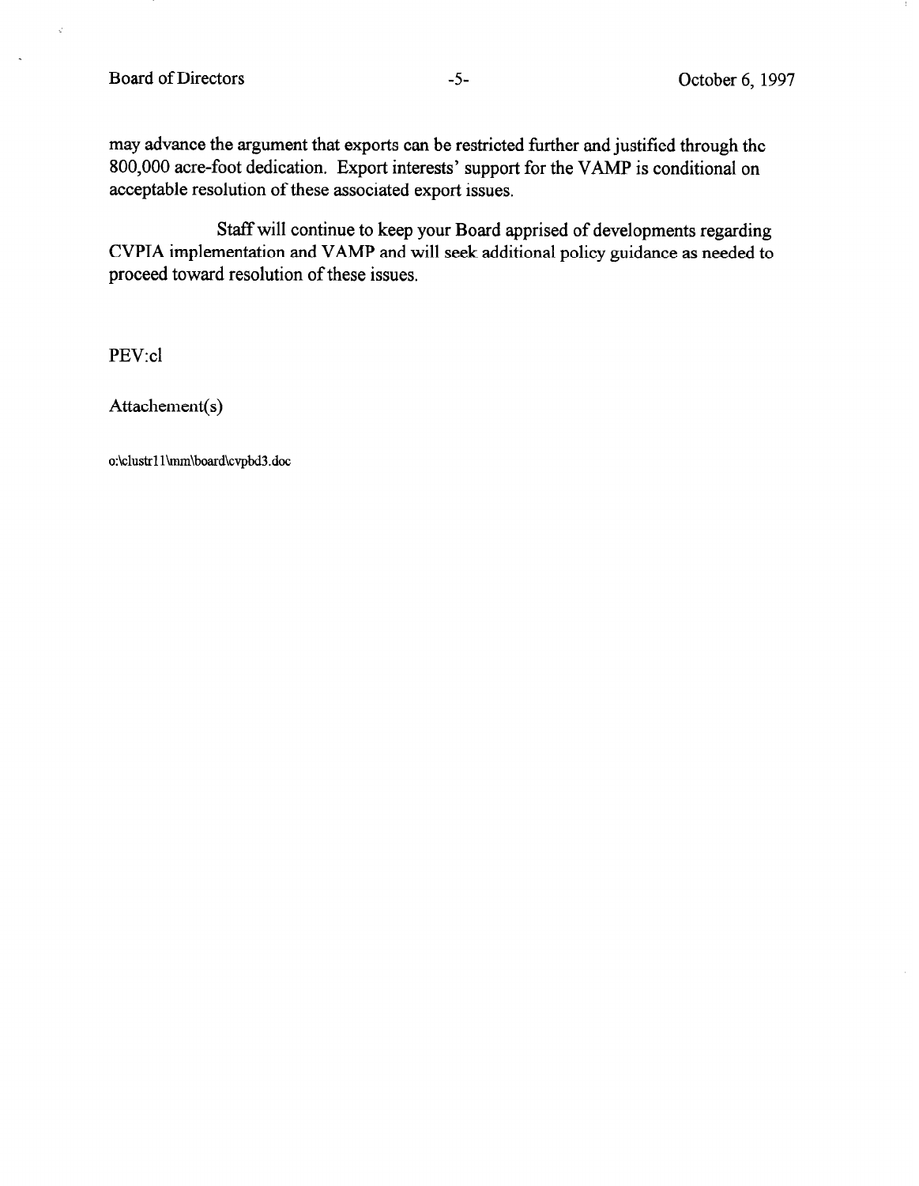may advance the argument that exports can be restricted further and justified through the 800,000 acre-foot dedication. Export interests' support for the VAMP is conditional on acceptable resolution of these associated export issues.

Staff will continue to keep your Board apprised of developments regarding CVPIA implementation and VAMP and will seek additional policy guidance as needed to proceed toward resolution of these issues.

PEV:cl

Attachement(s)

o:\clustr11\mm\board\cvpbd3.doc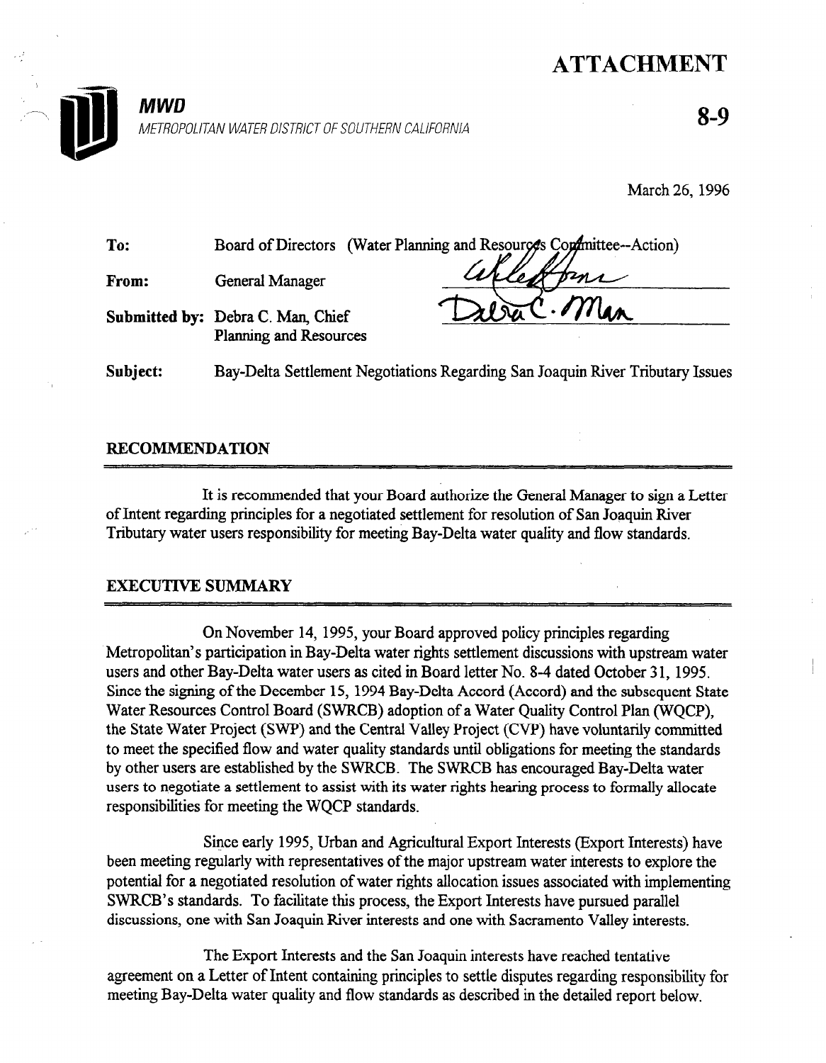# ATTACHMENT

**8-9**

***MWD***
*METROPOLITAN WATER DISTRICT OF SOUTHERN CALIFORNIA*

March 26, 1996

**To:** Board of Directors (Water Planning and Resources Committee--Action)

**From:** General Manager

**Submitted by:** Debra C. Man, Chief
Planning and Resources

**Subject:** Bay-Delta Settlement Negotiations Regarding San Joaquin River Tributary Issues

## RECOMMENDATION

It is recommended that your Board authorize the General Manager to sign a Letter of Intent regarding principles for a negotiated settlement for resolution of San Joaquin River Tributary water users responsibility for meeting Bay-Delta water quality and flow standards.

## EXECUTIVE SUMMARY

On November 14, 1995, your Board approved policy principles regarding Metropolitan's participation in Bay-Delta water rights settlement discussions with upstream water users and other Bay-Delta water users as cited in Board letter No. 8-4 dated October 31, 1995. Since the signing of the December 15, 1994 Bay-Delta Accord (Accord) and the subsequent State Water Resources Control Board (SWRCB) adoption of a Water Quality Control Plan (WQCP), the State Water Project (SWP) and the Central Valley Project (CVP) have voluntarily committed to meet the specified flow and water quality standards until obligations for meeting the standards by other users are established by the SWRCB. The SWRCB has encouraged Bay-Delta water users to negotiate a settlement to assist with its water rights hearing process to formally allocate responsibilities for meeting the WQCP standards.

Since early 1995, Urban and Agricultural Export Interests (Export Interests) have been meeting regularly with representatives of the major upstream water interests to explore the potential for a negotiated resolution of water rights allocation issues associated with implementing SWRCB's standards. To facilitate this process, the Export Interests have pursued parallel discussions, one with San Joaquin River interests and one with Sacramento Valley interests.

The Export Interests and the San Joaquin interests have reached tentative agreement on a Letter of Intent containing principles to settle disputes regarding responsibility for meeting Bay-Delta water quality and flow standards as described in the detailed report below.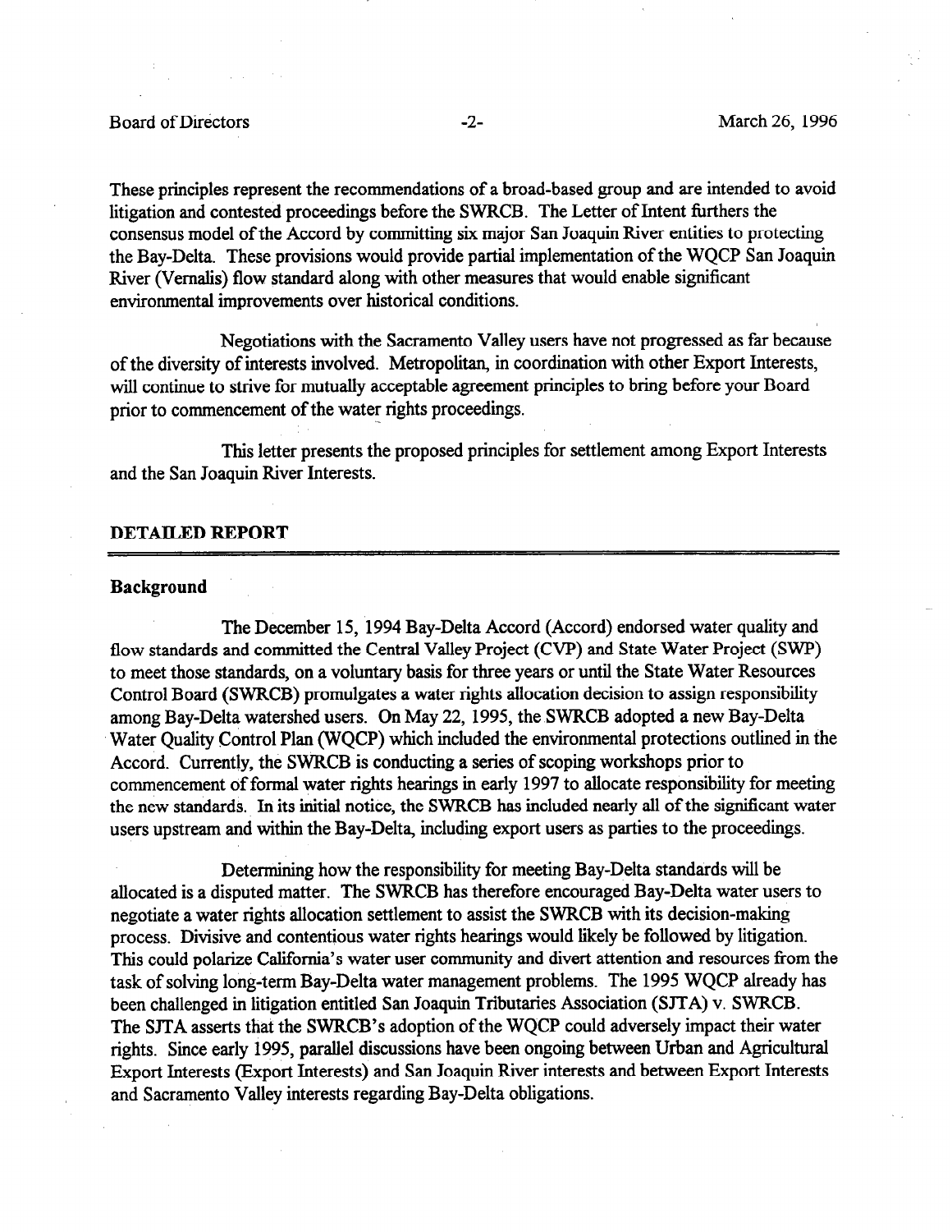These principles represent the recommendations of a broad-based group and are intended to avoid litigation and contested proceedings before the SWRCB. The Letter of Intent furthers the consensus model of the Accord by committing six major San Joaquin River entities to protecting the Bay-Delta. These provisions would provide partial implementation of the WQCP San Joaquin River (Vernalis) flow standard along with other measures that would enable significant environmental improvements over historical conditions.

Negotiations with the Sacramento Valley users have not progressed as far because of the diversity of interests involved. Metropolitan, in coordination with other Export Interests, will continue to strive for mutually acceptable agreement principles to bring before your Board prior to commencement of the water rights proceedings.

This letter presents the proposed principles for settlement among Export Interests and the San Joaquin River Interests.

## DETAILED REPORT

### Background

The December 15, 1994 Bay-Delta Accord (Accord) endorsed water quality and flow standards and committed the Central Valley Project (CVP) and State Water Project (SWP) to meet those standards, on a voluntary basis for three years or until the State Water Resources Control Board (SWRCB) promulgates a water rights allocation decision to assign responsibility among Bay-Delta watershed users. On May 22, 1995, the SWRCB adopted a new Bay-Delta Water Quality Control Plan (WQCP) which included the environmental protections outlined in the Accord. Currently, the SWRCB is conducting a series of scoping workshops prior to commencement of formal water rights hearings in early 1997 to allocate responsibility for meeting the new standards. In its initial notice, the SWRCB has included nearly all of the significant water users upstream and within the Bay-Delta, including export users as parties to the proceedings.

Determining how the responsibility for meeting Bay-Delta standards will be allocated is a disputed matter. The SWRCB has therefore encouraged Bay-Delta water users to negotiate a water rights allocation settlement to assist the SWRCB with its decision-making process. Divisive and contentious water rights hearings would likely be followed by litigation. This could polarize California's water user community and divert attention and resources from the task of solving long-term Bay-Delta water management problems. The 1995 WQCP already has been challenged in litigation entitled San Joaquin Tributaries Association (SJTA) v. SWRCB. The SJTA asserts that the SWRCB's adoption of the WQCP could adversely impact their water rights. Since early 1995, parallel discussions have been ongoing between Urban and Agricultural Export Interests (Export Interests) and San Joaquin River interests and between Export Interests and Sacramento Valley interests regarding Bay-Delta obligations.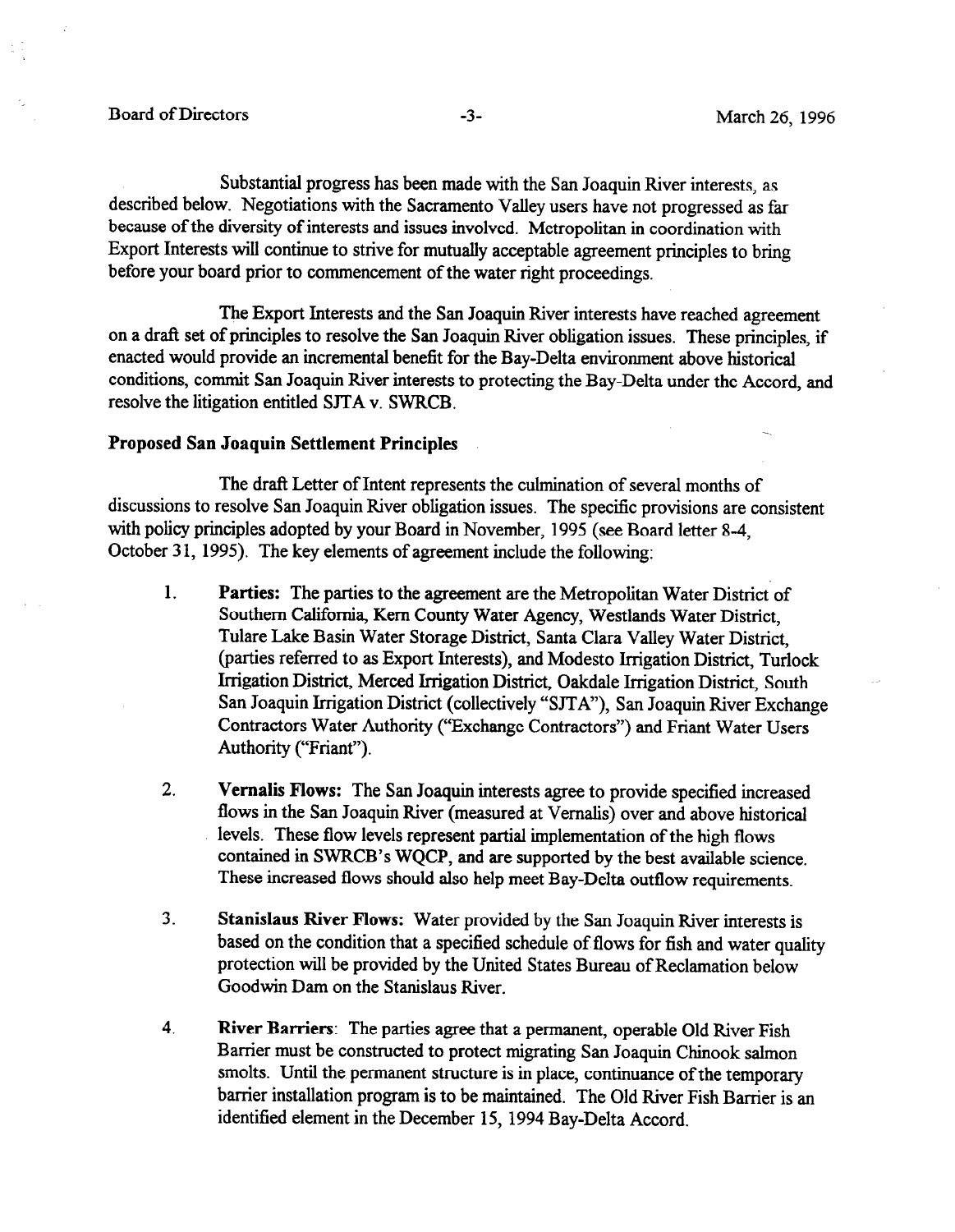Substantial progress has been made with the San Joaquin River interests, as described below. Negotiations with the Sacramento Valley users have not progressed as far because of the diversity of interests and issues involved. Metropolitan in coordination with Export Interests will continue to strive for mutually acceptable agreement principles to bring before your board prior to commencement of the water right proceedings.

The Export Interests and the San Joaquin River interests have reached agreement on a draft set of principles to resolve the San Joaquin River obligation issues. These principles, if enacted would provide an incremental benefit for the Bay-Delta environment above historical conditions, commit San Joaquin River interests to protecting the Bay-Delta under the Accord, and resolve the litigation entitled SJTA v. SWRCB.

**Proposed San Joaquin Settlement Principles**

The draft Letter of Intent represents the culmination of several months of discussions to resolve San Joaquin River obligation issues. The specific provisions are consistent with policy principles adopted by your Board in November, 1995 (see Board letter 8-4, October 31, 1995). The key elements of agreement include the following:

1. **Parties:** The parties to the agreement are the Metropolitan Water District of Southern California, Kern County Water Agency, Westlands Water District, Tulare Lake Basin Water Storage District, Santa Clara Valley Water District, (parties referred to as Export Interests), and Modesto Irrigation District, Turlock Irrigation District, Merced Irrigation District, Oakdale Irrigation District, South San Joaquin Irrigation District (collectively "SJTA"), San Joaquin River Exchange Contractors Water Authority ("Exchange Contractors") and Friant Water Users Authority ("Friant").

2. **Vernalis Flows:** The San Joaquin interests agree to provide specified increased flows in the San Joaquin River (measured at Vernalis) over and above historical levels. These flow levels represent partial implementation of the high flows contained in SWRCB's WQCP, and are supported by the best available science. These increased flows should also help meet Bay-Delta outflow requirements.

3. **Stanislaus River Flows:** Water provided by the San Joaquin River interests is based on the condition that a specified schedule of flows for fish and water quality protection will be provided by the United States Bureau of Reclamation below Goodwin Dam on the Stanislaus River.

4. **River Barriers**: The parties agree that a permanent, operable Old River Fish Barrier must be constructed to protect migrating San Joaquin Chinook salmon smolts. Until the permanent structure is in place, continuance of the temporary barrier installation program is to be maintained. The Old River Fish Barrier is an identified element in the December 15, 1994 Bay-Delta Accord.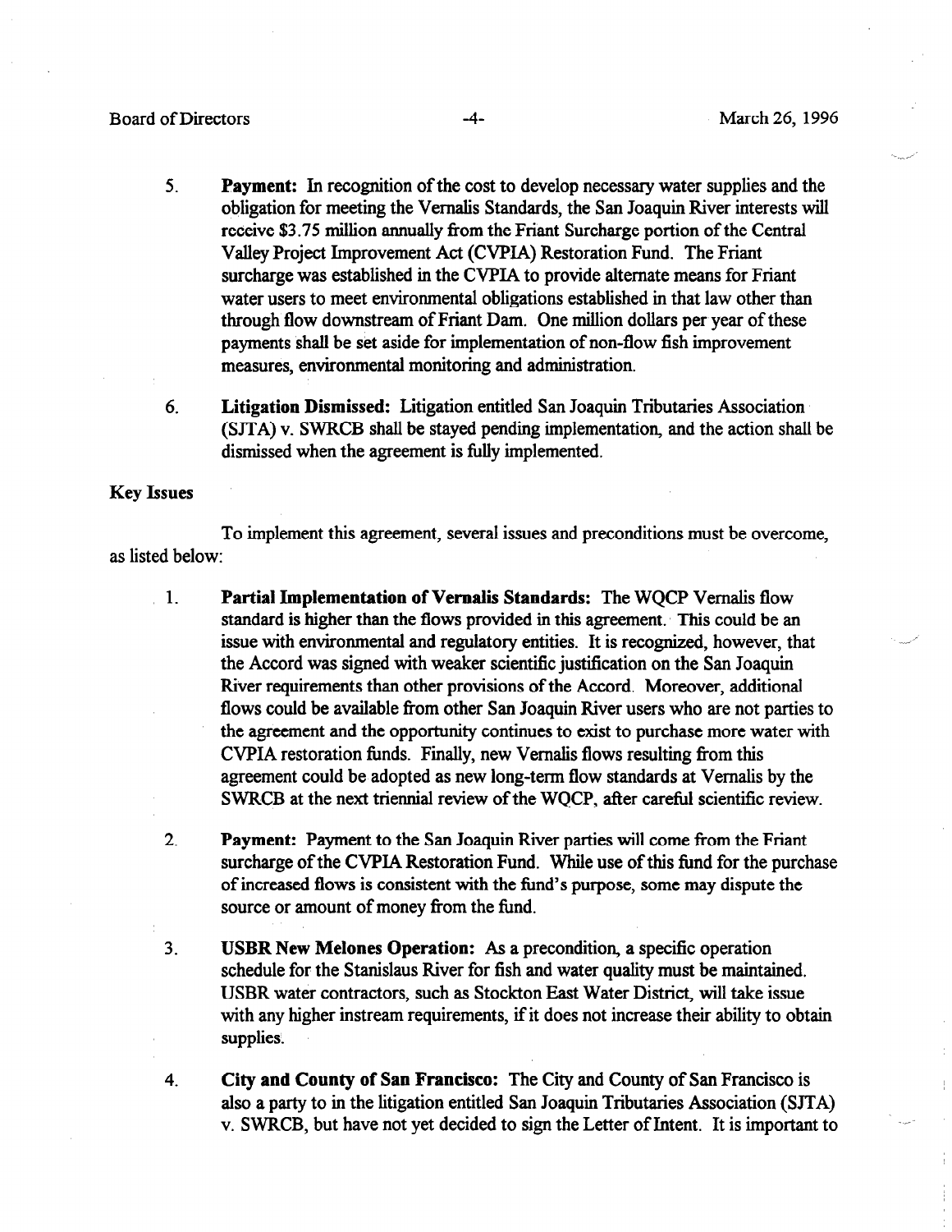5. **Payment:** In recognition of the cost to develop necessary water supplies and the obligation for meeting the Vernalis Standards, the San Joaquin River interests will receive $3.75 million annually from the Friant Surcharge portion of the Central Valley Project Improvement Act (CVPIA) Restoration Fund. The Friant surcharge was established in the CVPIA to provide alternate means for Friant water users to meet environmental obligations established in that law other than through flow downstream of Friant Dam. One million dollars per year of these payments shall be set aside for implementation of non-flow fish improvement measures, environmental monitoring and administration.

6. **Litigation Dismissed:** Litigation entitled San Joaquin Tributaries Association (SJTA) v. SWRCB shall be stayed pending implementation, and the action shall be dismissed when the agreement is fully implemented.

**Key Issues**

To implement this agreement, several issues and preconditions must be overcome, as listed below:

1. **Partial Implementation of Vernalis Standards:** The WQCP Vernalis flow standard is higher than the flows provided in this agreement. This could be an issue with environmental and regulatory entities. It is recognized, however, that the Accord was signed with weaker scientific justification on the San Joaquin River requirements than other provisions of the Accord. Moreover, additional flows could be available from other San Joaquin River users who are not parties to the agreement and the opportunity continues to exist to purchase more water with CVPIA restoration funds. Finally, new Vernalis flows resulting from this agreement could be adopted as new long-term flow standards at Vernalis by the SWRCB at the next triennial review of the WQCP, after careful scientific review.

2. **Payment:** Payment to the San Joaquin River parties will come from the Friant surcharge of the CVPIA Restoration Fund. While use of this fund for the purchase of increased flows is consistent with the fund's purpose, some may dispute the source or amount of money from the fund.

3. **USBR New Melones Operation:** As a precondition, a specific operation schedule for the Stanislaus River for fish and water quality must be maintained. USBR water contractors, such as Stockton East Water District, will take issue with any higher instream requirements, if it does not increase their ability to obtain supplies.

4. **City and County of San Francisco:** The City and County of San Francisco is also a party to in the litigation entitled San Joaquin Tributaries Association (SJTA) v. SWRCB, but have not yet decided to sign the Letter of Intent. It is important to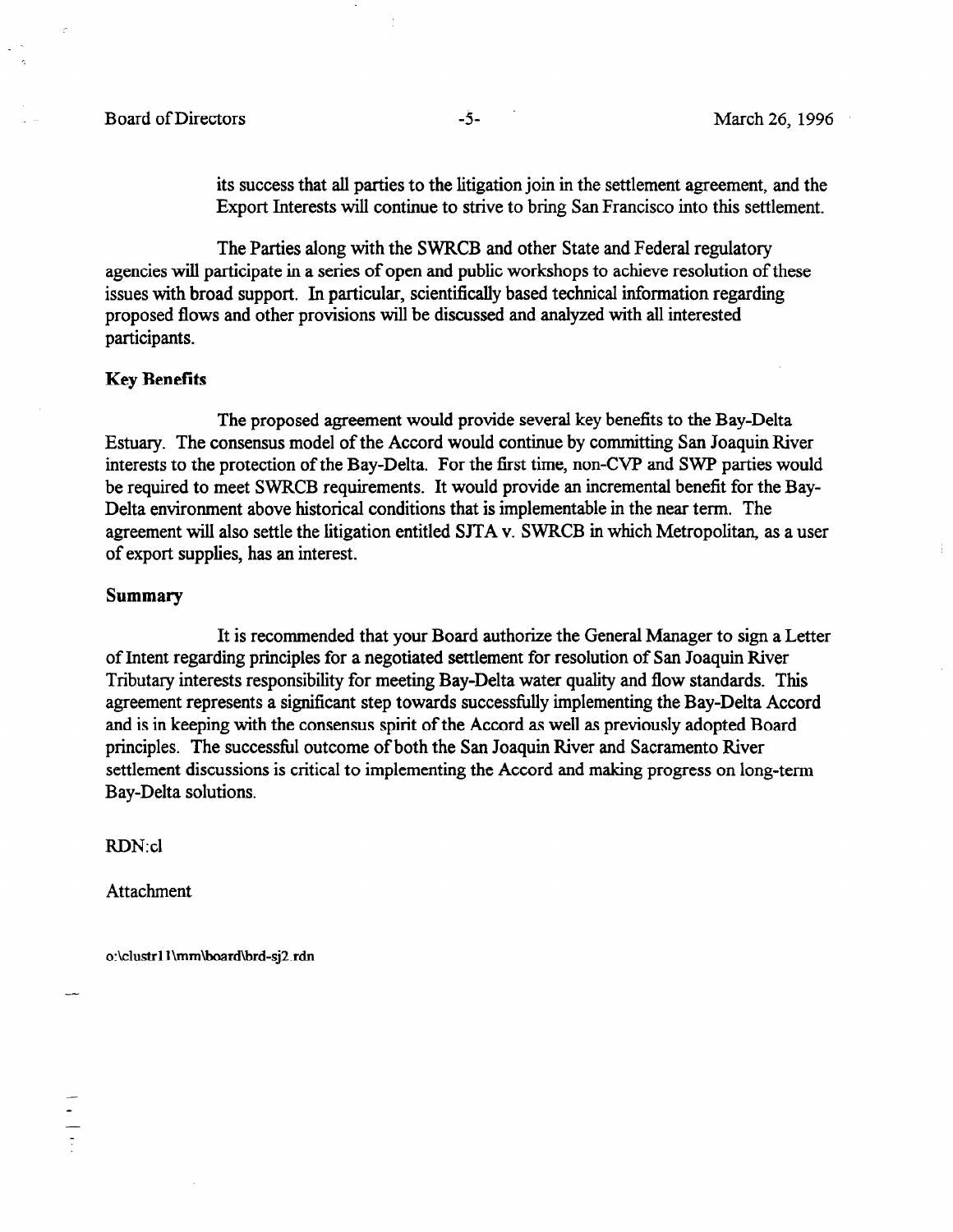its success that all parties to the litigation join in the settlement agreement, and the Export Interests will continue to strive to bring San Francisco into this settlement.

The Parties along with the SWRCB and other State and Federal regulatory agencies will participate in a series of open and public workshops to achieve resolution of these issues with broad support. In particular, scientifically based technical information regarding proposed flows and other provisions will be discussed and analyzed with all interested participants.

**Key Benefits**

The proposed agreement would provide several key benefits to the Bay-Delta Estuary. The consensus model of the Accord would continue by committing San Joaquin River interests to the protection of the Bay-Delta. For the first time, non-CVP and SWP parties would be required to meet SWRCB requirements. It would provide an incremental benefit for the Bay-Delta environment above historical conditions that is implementable in the near term. The agreement will also settle the litigation entitled SJTA v. SWRCB in which Metropolitan, as a user of export supplies, has an interest.

**Summary**

It is recommended that your Board authorize the General Manager to sign a Letter of Intent regarding principles for a negotiated settlement for resolution of San Joaquin River Tributary interests responsibility for meeting Bay-Delta water quality and flow standards. This agreement represents a significant step towards successfully implementing the Bay-Delta Accord and is in keeping with the consensus spirit of the Accord as well as previously adopted Board principles. The successful outcome of both the San Joaquin River and Sacramento River settlement discussions is critical to implementing the Accord and making progress on long-term Bay-Delta solutions.

RDN:cl

Attachment

o:\clustr11\mm\board\brd-sj2.rdn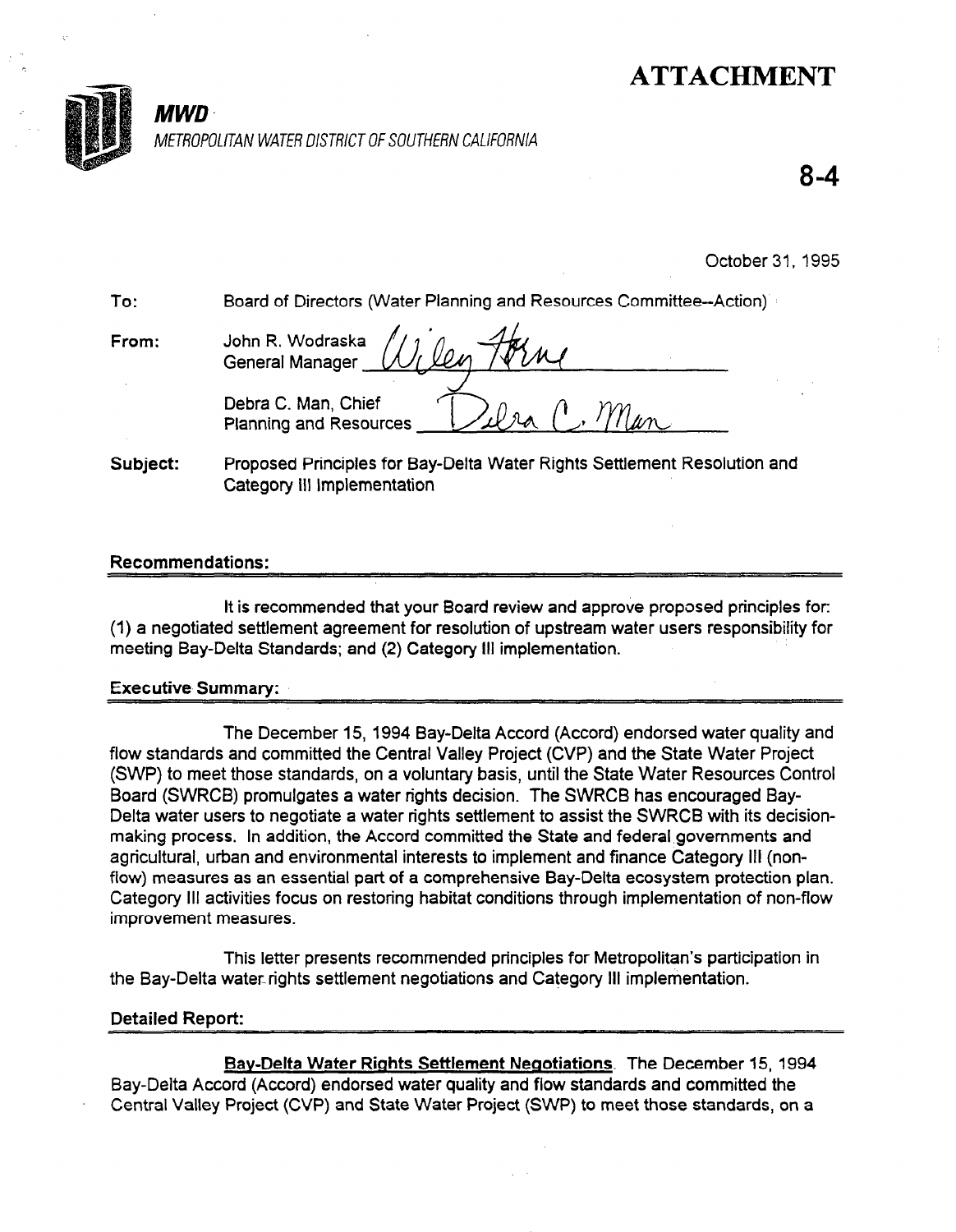# ATTACHMENT

**MWD**

METROPOLITAN WATER DISTRICT OF SOUTHERN CALIFORNIA

**8-4**

October 31, 1995

To: Board of Directors (Water Planning and Resources Committee--Action)

From: John R. Wodraska, General Manager

Debra C. Man, Chief, Planning and Resources

Subject: Proposed Principles for Bay-Delta Water Rights Settlement Resolution and Category III Implementation

## Recommendations:

It is recommended that your Board review and approve proposed principles for: (1) a negotiated settlement agreement for resolution of upstream water users responsibility for meeting Bay-Delta Standards; and (2) Category III implementation.

## Executive Summary:

The December 15, 1994 Bay-Delta Accord (Accord) endorsed water quality and flow standards and committed the Central Valley Project (CVP) and the State Water Project (SWP) to meet those standards, on a voluntary basis, until the State Water Resources Control Board (SWRCB) promulgates a water rights decision. The SWRCB has encouraged Bay-Delta water users to negotiate a water rights settlement to assist the SWRCB with its decision-making process. In addition, the Accord committed the State and federal governments and agricultural, urban and environmental interests to implement and finance Category III (non-flow) measures as an essential part of a comprehensive Bay-Delta ecosystem protection plan. Category III activities focus on restoring habitat conditions through implementation of non-flow improvement measures.

This letter presents recommended principles for Metropolitan's participation in the Bay-Delta water rights settlement negotiations and Category III implementation.

## Detailed Report:

**Bay-Delta Water Rights Settlement Negotiations**. The December 15, 1994 Bay-Delta Accord (Accord) endorsed water quality and flow standards and committed the Central Valley Project (CVP) and State Water Project (SWP) to meet those standards, on a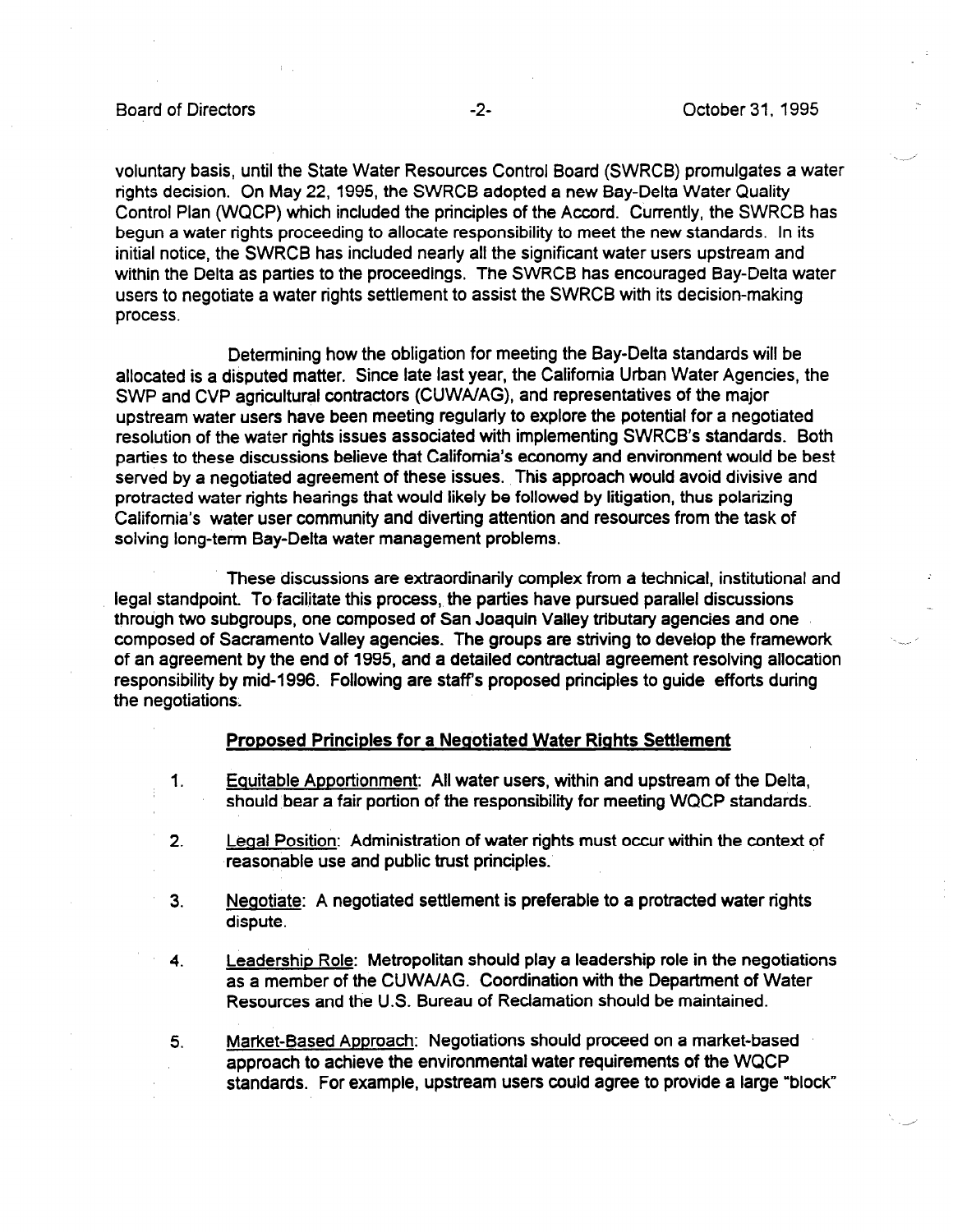voluntary basis, until the State Water Resources Control Board (SWRCB) promulgates a water rights decision. On May 22, 1995, the SWRCB adopted a new Bay-Delta Water Quality Control Plan (WQCP) which included the principles of the Accord. Currently, the SWRCB has begun a water rights proceeding to allocate responsibility to meet the new standards. In its initial notice, the SWRCB has included nearly all the significant water users upstream and within the Delta as parties to the proceedings. The SWRCB has encouraged Bay-Delta water users to negotiate a water rights settlement to assist the SWRCB with its decision-making process.

Determining how the obligation for meeting the Bay-Delta standards will be allocated is a disputed matter. Since late last year, the California Urban Water Agencies, the SWP and CVP agricultural contractors (CUWA/AG), and representatives of the major upstream water users have been meeting regularly to explore the potential for a negotiated resolution of the water rights issues associated with implementing SWRCB's standards. Both parties to these discussions believe that California's economy and environment would be best served by a negotiated agreement of these issues. This approach would avoid divisive and protracted water rights hearings that would likely be followed by litigation, thus polarizing California's water user community and diverting attention and resources from the task of solving long-term Bay-Delta water management problems.

These discussions are extraordinarily complex from a technical, institutional and legal standpoint. To facilitate this process, the parties have pursued parallel discussions through two subgroups, one composed of San Joaquin Valley tributary agencies and one composed of Sacramento Valley agencies. The groups are striving to develop the framework of an agreement by the end of 1995, and a detailed contractual agreement resolving allocation responsibility by mid-1996. Following are staff's proposed principles to guide efforts during the negotiations.

**Proposed Principles for a Negotiated Water Rights Settlement**

1. Equitable Apportionment: All water users, within and upstream of the Delta, should bear a fair portion of the responsibility for meeting WQCP standards.

2. Legal Position: Administration of water rights must occur within the context of reasonable use and public trust principles.

3. Negotiate: A negotiated settlement is preferable to a protracted water rights dispute.

4. Leadership Role: Metropolitan should play a leadership role in the negotiations as a member of the CUWA/AG. Coordination with the Department of Water Resources and the U.S. Bureau of Reclamation should be maintained.

5. Market-Based Approach: Negotiations should proceed on a market-based approach to achieve the environmental water requirements of the WQCP standards. For example, upstream users could agree to provide a large "block"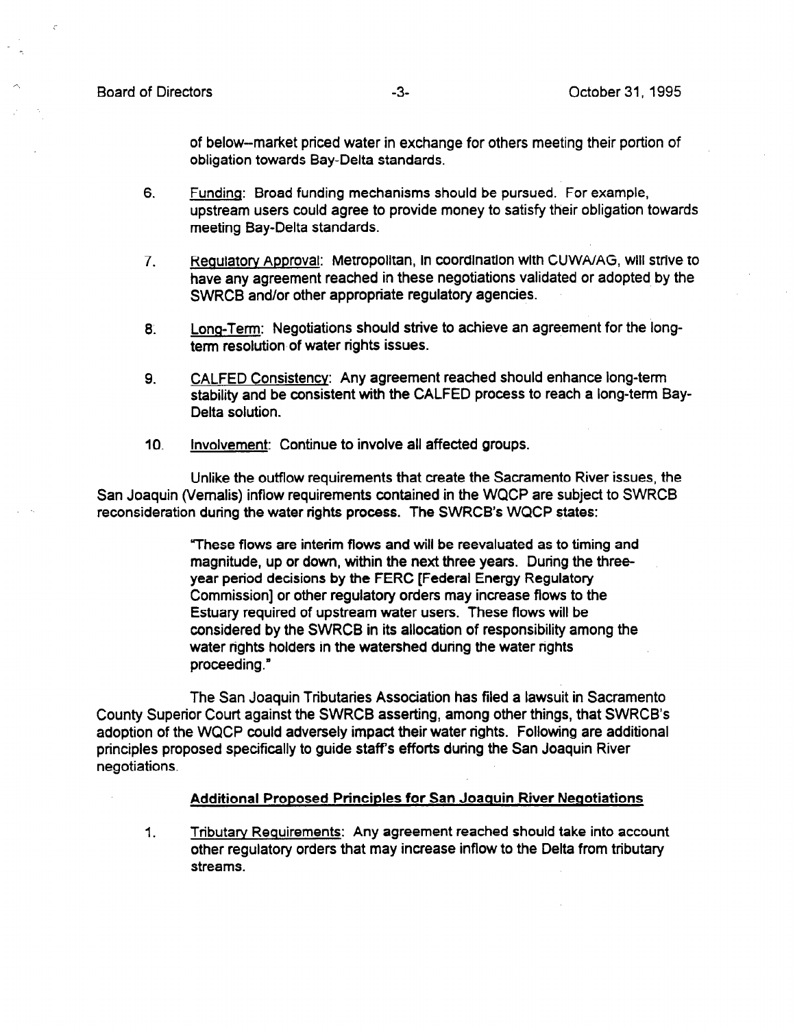of below–market priced water in exchange for others meeting their portion of obligation towards Bay-Delta standards.

6. Funding: Broad funding mechanisms should be pursued. For example, upstream users could agree to provide money to satisfy their obligation towards meeting Bay-Delta standards.

7. Regulatory Approval: Metropolitan, in coordination with CUWA/AG, will strive to have any agreement reached in these negotiations validated or adopted by the SWRCB and/or other appropriate regulatory agencies.

8. Long-Term: Negotiations should strive to achieve an agreement for the long-term resolution of water rights issues.

9. CALFED Consistency: Any agreement reached should enhance long-term stability and be consistent with the CALFED process to reach a long-term Bay-Delta solution.

10. Involvement: Continue to involve all affected groups.

Unlike the outflow requirements that create the Sacramento River issues, the San Joaquin (Vernalis) inflow requirements contained in the WQCP are subject to SWRCB reconsideration during the water rights process. The SWRCB's WQCP states:

> "These flows are interim flows and will be reevaluated as to timing and magnitude, up or down, within the next three years. During the three-year period decisions by the FERC [Federal Energy Regulatory Commission] or other regulatory orders may increase flows to the Estuary required of upstream water users. These flows will be considered by the SWRCB in its allocation of responsibility among the water rights holders in the watershed during the water rights proceeding."

The San Joaquin Tributaries Association has filed a lawsuit in Sacramento County Superior Court against the SWRCB asserting, among other things, that SWRCB's adoption of the WQCP could adversely impact their water rights. Following are additional principles proposed specifically to guide staff's efforts during the San Joaquin River negotiations.

**Additional Proposed Principles for San Joaquin River Negotiations**

1. Tributary Requirements: Any agreement reached should take into account other regulatory orders that may increase inflow to the Delta from tributary streams.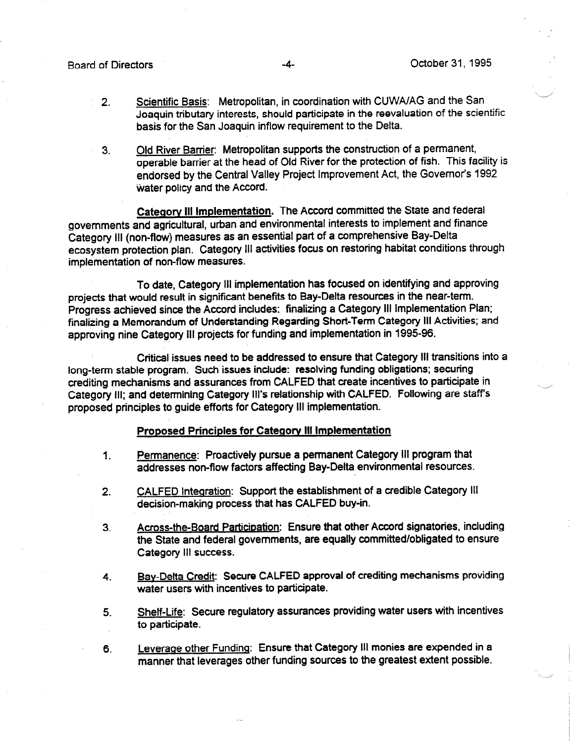2. Scientific Basis: Metropolitan, in coordination with CUWA/AG and the San Joaquin tributary interests, should participate in the reevaluation of the scientific basis for the San Joaquin inflow requirement to the Delta.

3. Old River Barrier: Metropolitan supports the construction of a permanent, operable barrier at the head of Old River for the protection of fish. This facility is endorsed by the Central Valley Project Improvement Act, the Governor's 1992 water policy and the Accord.

**Category III Implementation.** The Accord committed the State and federal governments and agricultural, urban and environmental interests to implement and finance Category III (non-flow) measures as an essential part of a comprehensive Bay-Delta ecosystem protection plan. Category III activities focus on restoring habitat conditions through implementation of non-flow measures.

To date, Category III implementation has focused on identifying and approving projects that would result in significant benefits to Bay-Delta resources in the near-term. Progress achieved since the Accord includes: finalizing a Category III Implementation Plan; finalizing a Memorandum of Understanding Regarding Short-Term Category III Activities; and approving nine Category III projects for funding and implementation in 1995-96.

Critical issues need to be addressed to ensure that Category III transitions into a long-term stable program. Such issues include: resolving funding obligations; securing crediting mechanisms and assurances from CALFED that create incentives to participate in Category III; and determining Category III's relationship with CALFED. Following are staff's proposed principles to guide efforts for Category III implementation.

**Proposed Principles for Category III Implementation**

1. Permanence: Proactively pursue a permanent Category III program that addresses non-flow factors affecting Bay-Delta environmental resources.

2. CALFED Integration: Support the establishment of a credible Category III decision-making process that has CALFED buy-in.

3. Across-the-Board Participation: Ensure that other Accord signatories, including the State and federal governments, are equally committed/obligated to ensure Category III success.

4. Bay-Delta Credit: Secure CALFED approval of crediting mechanisms providing water users with incentives to participate.

5. Shelf-Life: Secure regulatory assurances providing water users with incentives to participate.

6. Leverage other Funding: Ensure that Category III monies are expended in a manner that leverages other funding sources to the greatest extent possible.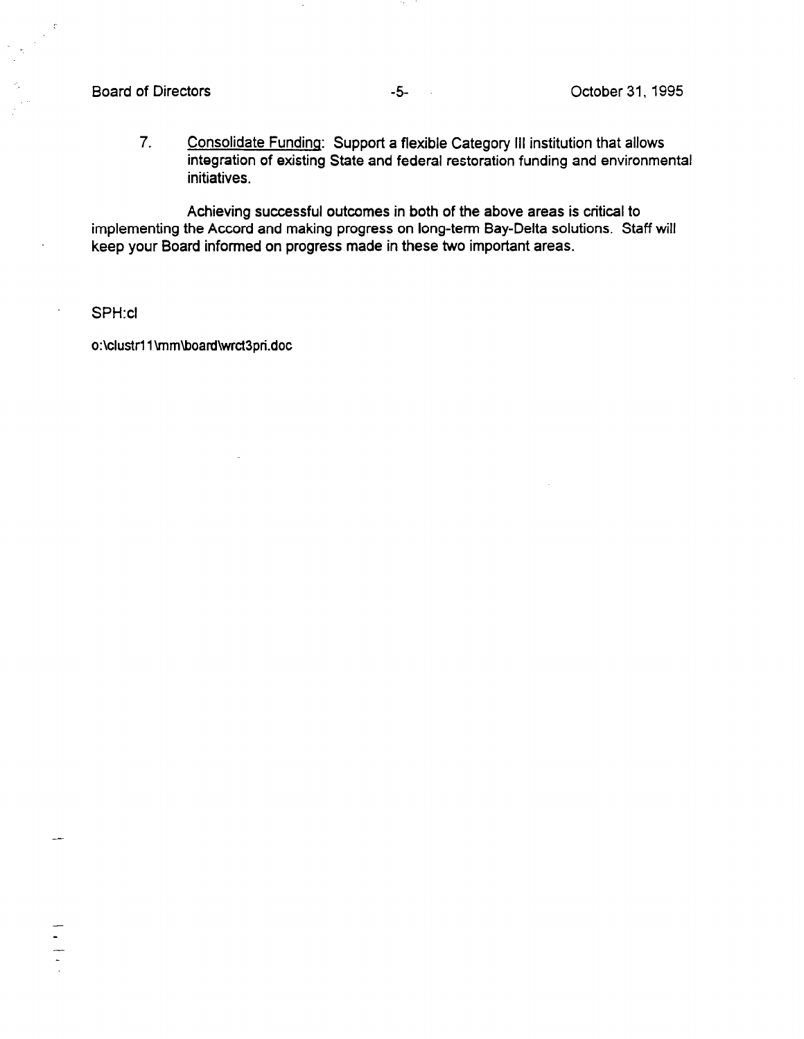7. Consolidate Funding: Support a flexible Category III institution that allows integration of existing State and federal restoration funding and environmental initiatives.

Achieving successful outcomes in both of the above areas is critical to implementing the Accord and making progress on long-term Bay-Delta solutions. Staff will keep your Board informed on progress made in these two important areas.

SPH:cl

o:\clustr11\mm\board\wrct3pri.doc